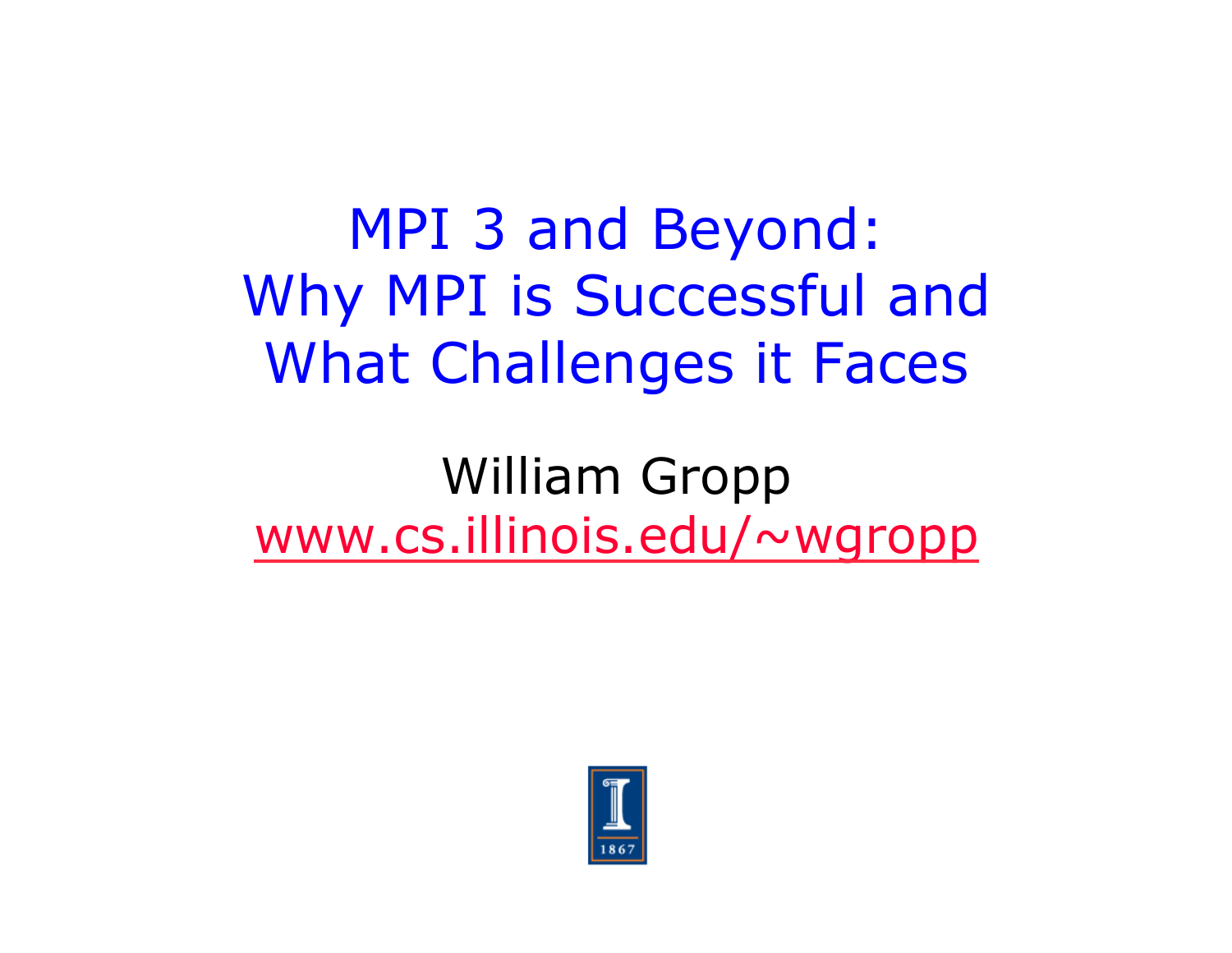# MPI 3 and Beyond: Why MPI is Successful and What Challenges it Faces

William Gropp

www.cs.illinois.edu/~wgropp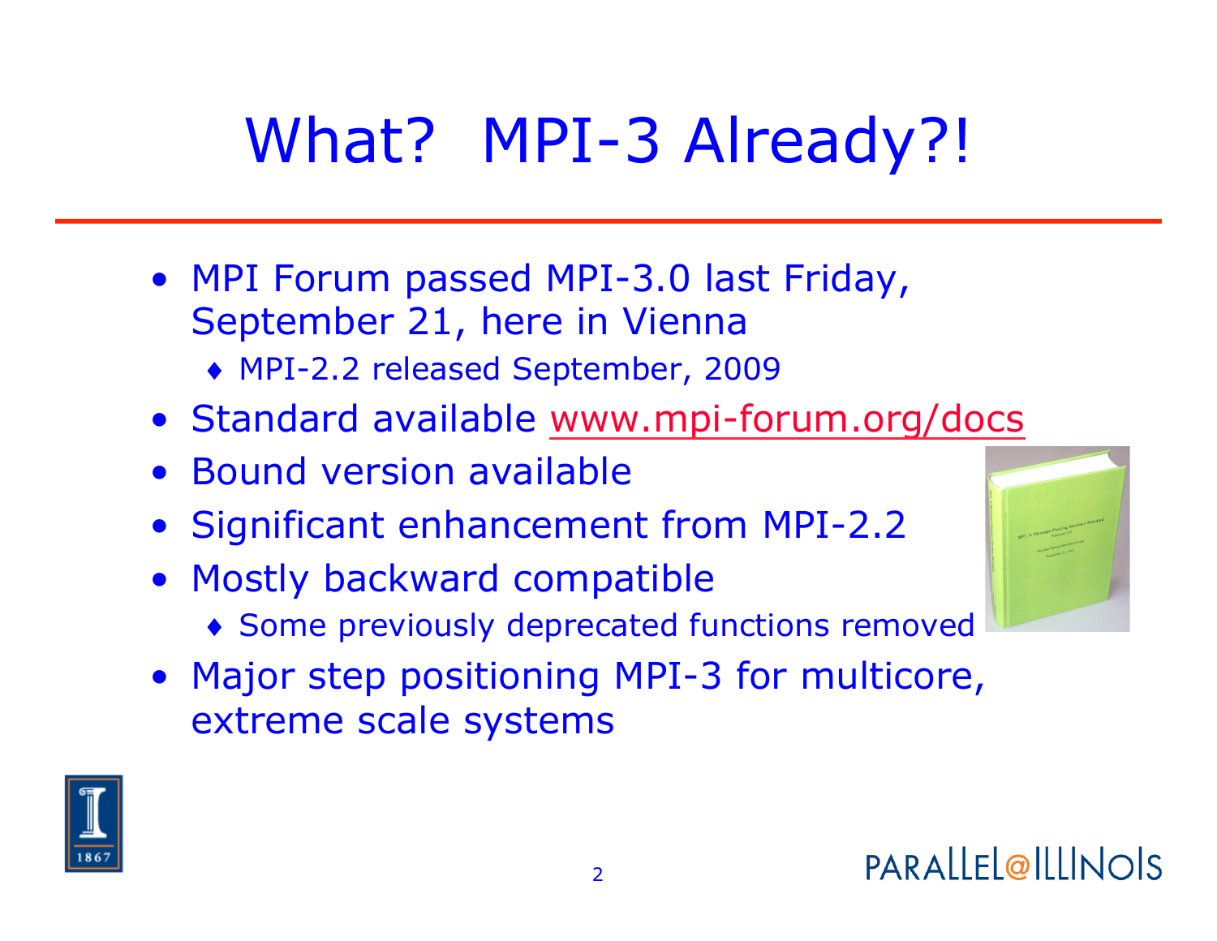# What? MPI-3 Already?!

- MPI Forum passed MPI-3.0 last Friday, September 21, here in Vienna
  - MPI-2.2 released September, 2009
- Standard available www.mpi-forum.org/docs
- Bound version available
- Significant enhancement from MPI-2.2
- Mostly backward compatible
  - Some previously deprecated functions removed
- Major step positioning MPI-3 for multicore, extreme scale systems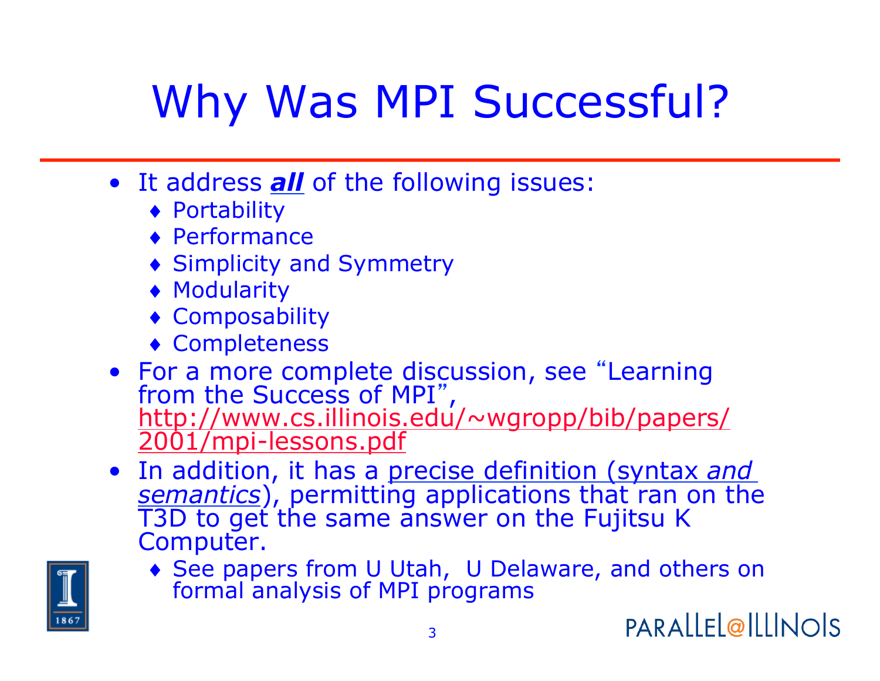# Why Was MPI Successful?

- It address ***all*** of the following issues:
  - Portability
  - Performance
  - Simplicity and Symmetry
  - Modularity
  - Composability
  - Completeness
- For a more complete discussion, see "Learning from the Success of MPI", http://www.cs.illinois.edu/~wgropp/bib/papers/2001/mpi-lessons.pdf
- In addition, it has a precise definition (syntax *and semantics*), permitting applications that ran on the T3D to get the same answer on the Fujitsu K Computer.
  - See papers from U Utah, U Delaware, and others on formal analysis of MPI programs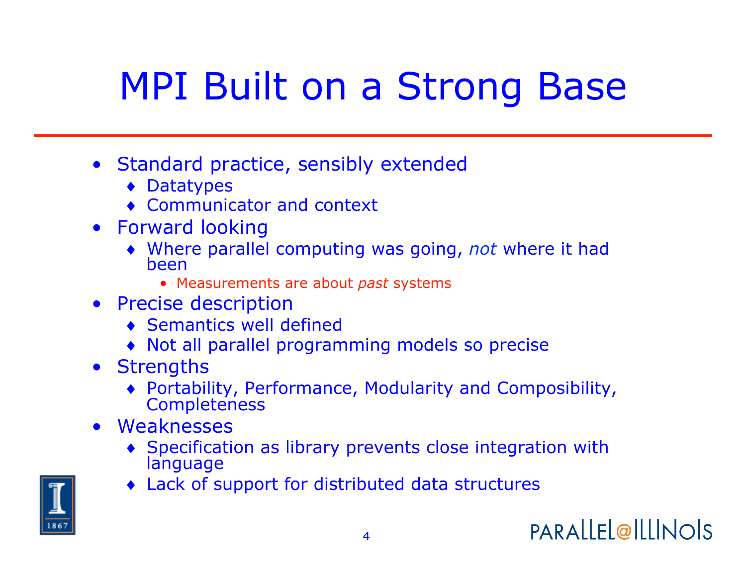# MPI Built on a Strong Base

- Standard practice, sensibly extended
  - Datatypes
  - Communicator and context
- Forward looking
  - Where parallel computing was going, *not* where it had been
    - Measurements are about *past* systems
- Precise description
  - Semantics well defined
  - Not all parallel programming models so precise
- Strengths
  - Portability, Performance, Modularity and Composibility, Completeness
- Weaknesses
  - Specification as library prevents close integration with language
  - Lack of support for distributed data structures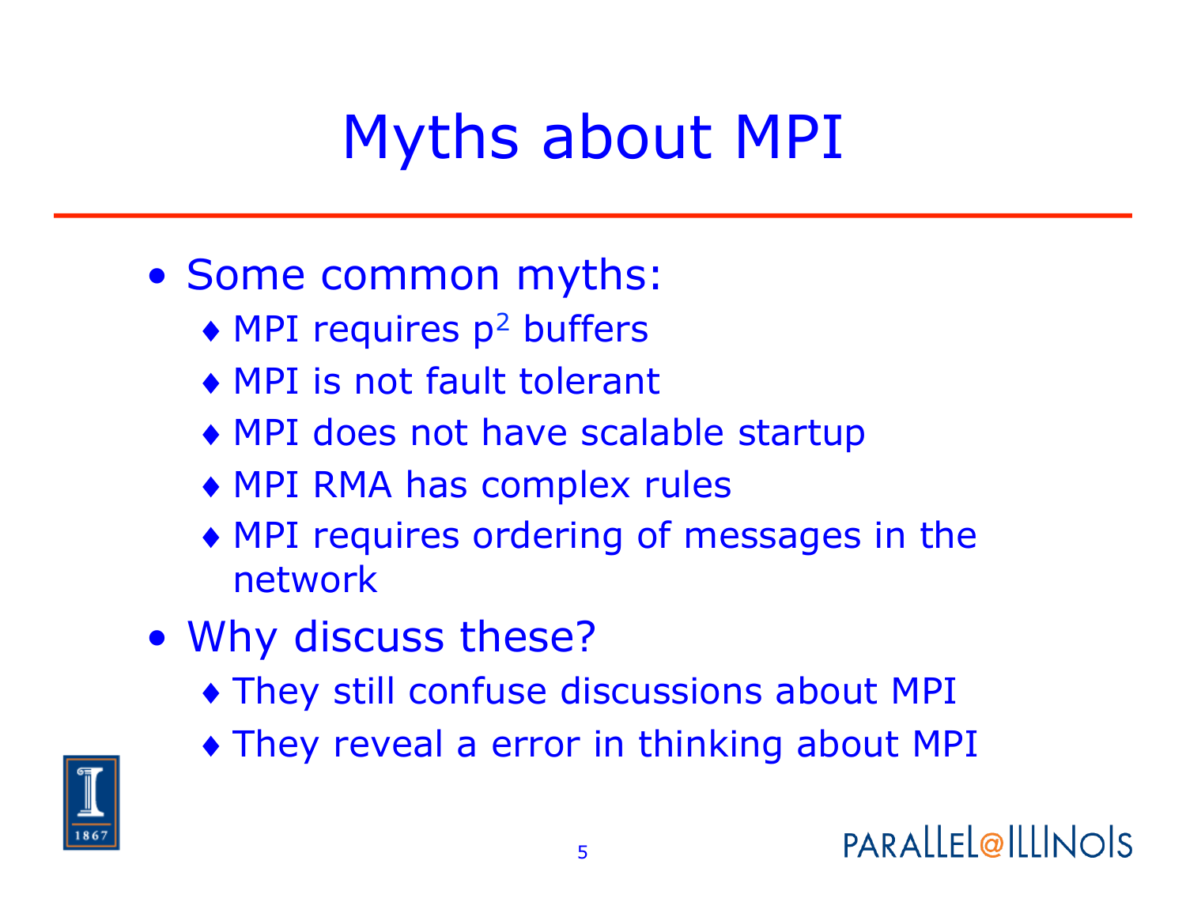# Myths about MPI

- Some common myths:
  - MPI requires $p^2$ buffers
  - MPI is not fault tolerant
  - MPI does not have scalable startup
  - MPI RMA has complex rules
  - MPI requires ordering of messages in the network
- Why discuss these?
  - They still confuse discussions about MPI
  - They reveal a error in thinking about MPI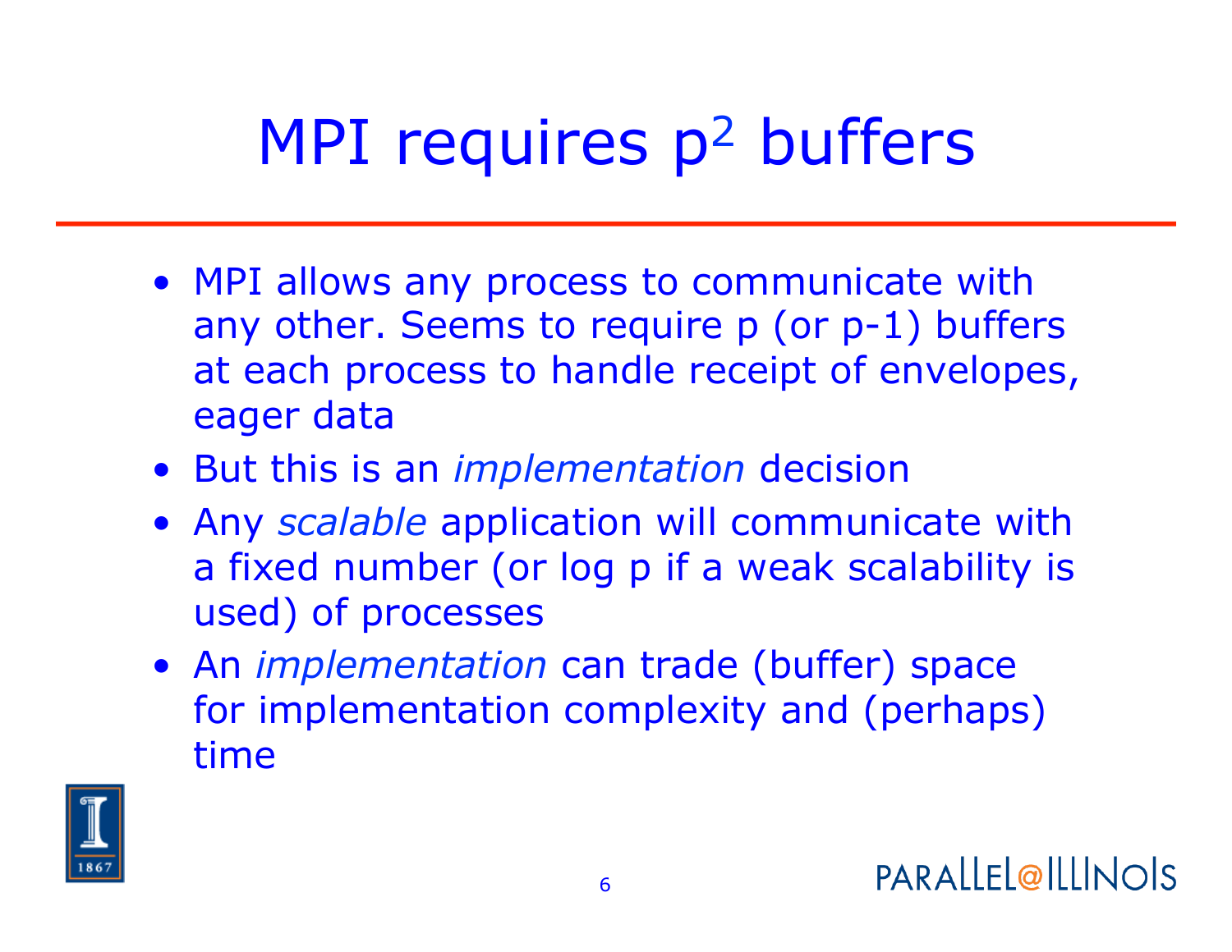# MPI requires $p^2$ buffers

- MPI allows any process to communicate with any other. Seems to require p (or p-1) buffers at each process to handle receipt of envelopes, eager data
- But this is an *implementation* decision
- Any *scalable* application will communicate with a fixed number (or log p if a weak scalability is used) of processes
- An *implementation* can trade (buffer) space for implementation complexity and (perhaps) time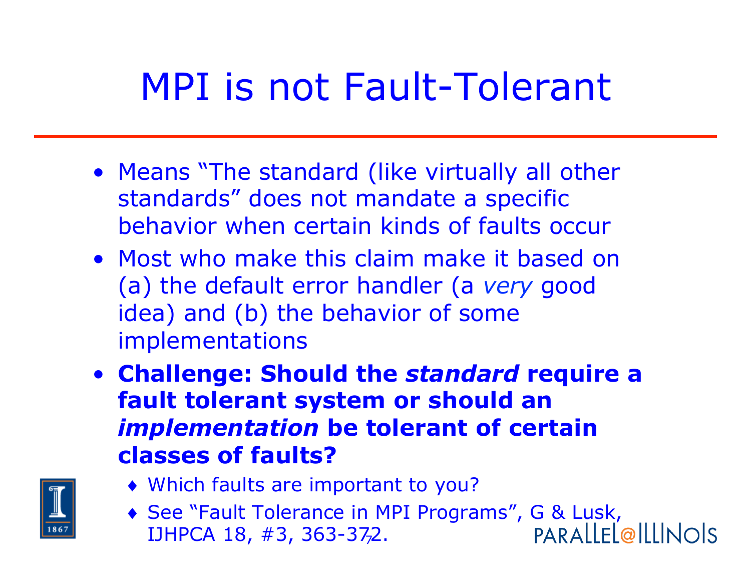# MPI is not Fault-Tolerant

- Means “The standard (like virtually all other standards” does not mandate a specific behavior when certain kinds of faults occur
- Most who make this claim make it based on (a) the default error handler (a *very* good idea) and (b) the behavior of some implementations
- **Challenge: Should the *standard* require a fault tolerant system or should an *implementation* be tolerant of certain classes of faults?**
  - Which faults are important to you?
  - See “Fault Tolerance in MPI Programs”, G & Lusk, IJHPCA 18, #3, 363-372.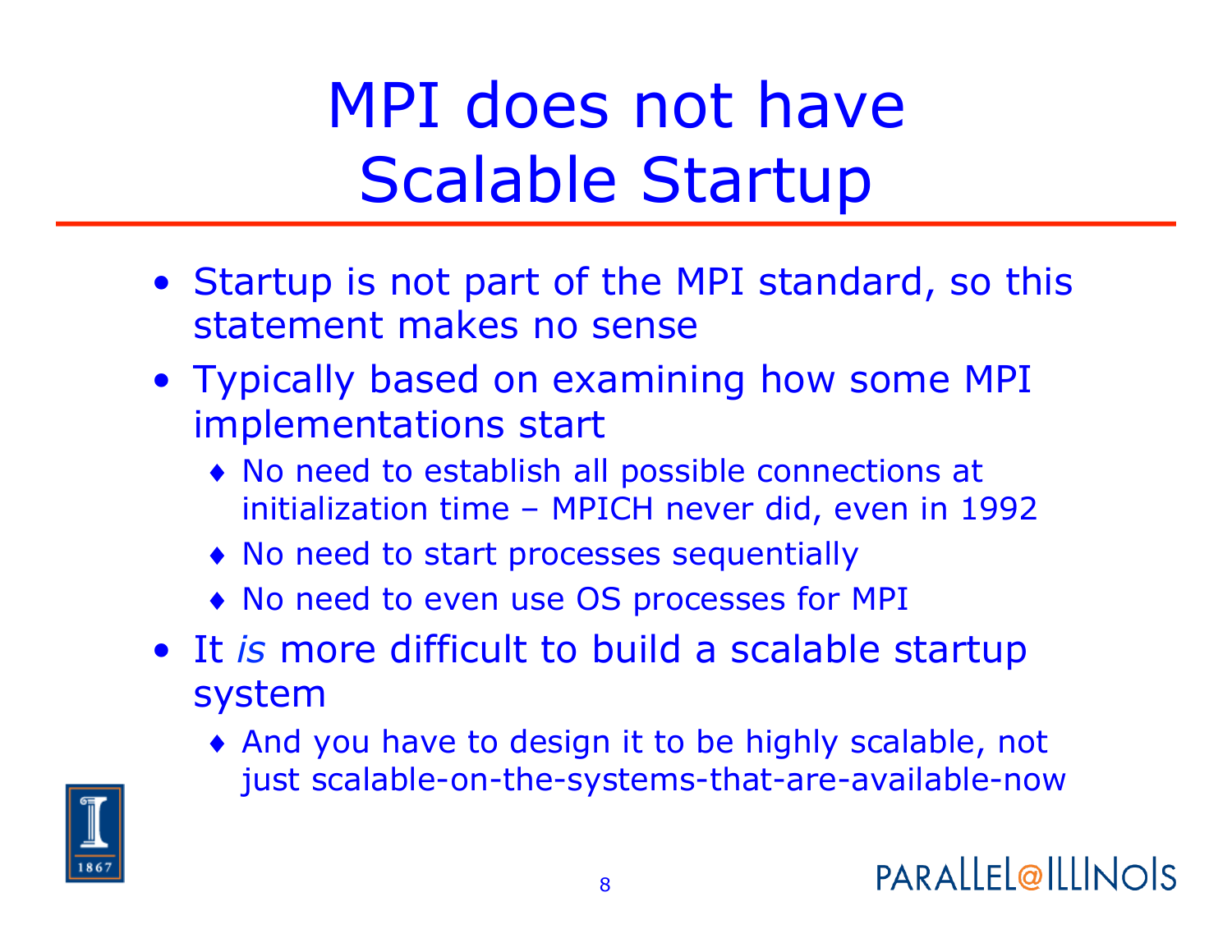# MPI does not have Scalable Startup

- Startup is not part of the MPI standard, so this statement makes no sense
- Typically based on examining how some MPI implementations start
  - No need to establish all possible connections at initialization time – MPICH never did, even in 1992
  - No need to start processes sequentially
  - No need to even use OS processes for MPI
- It *is* more difficult to build a scalable startup system
  - And you have to design it to be highly scalable, not just scalable-on-the-systems-that-are-available-now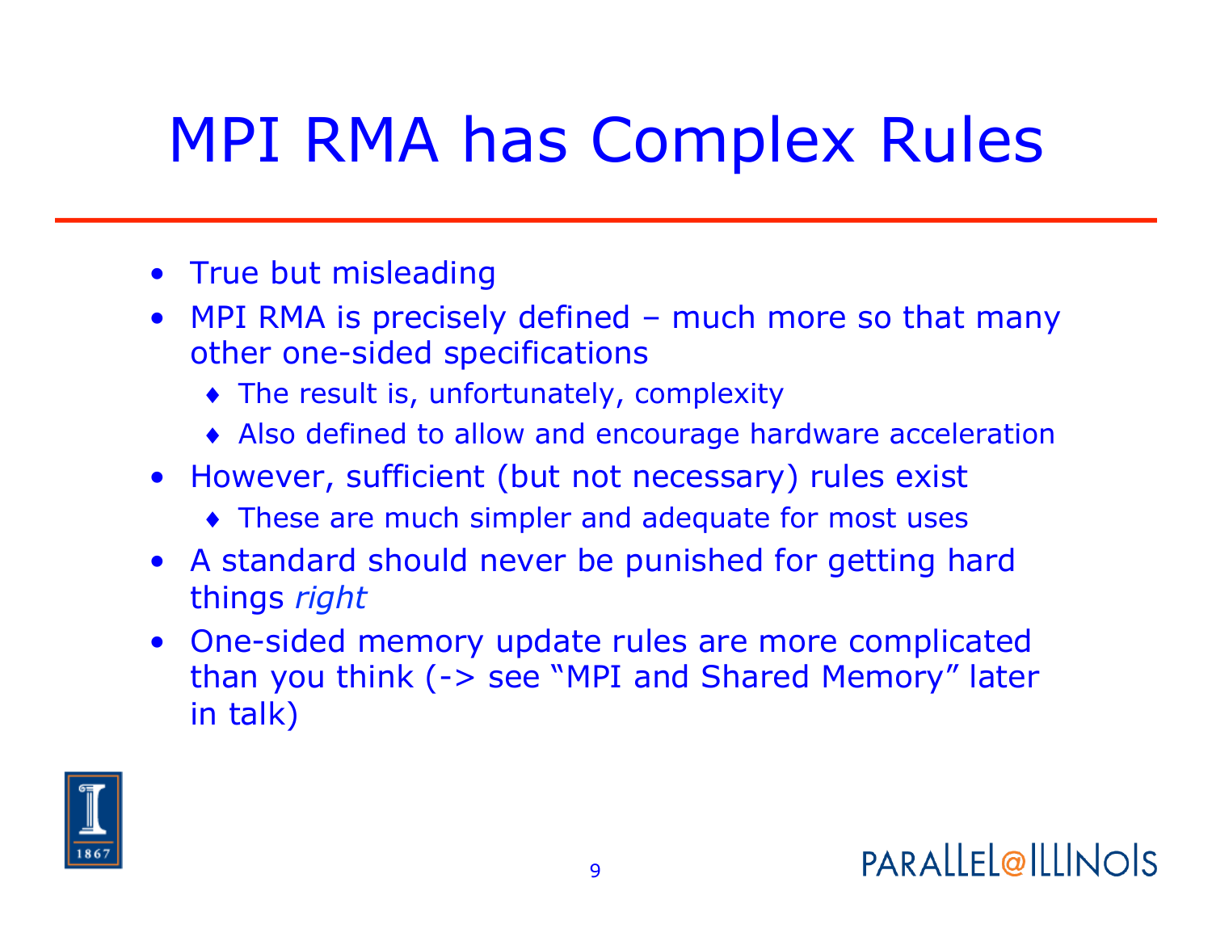# MPI RMA has Complex Rules

- True but misleading
- MPI RMA is precisely defined – much more so that many other one-sided specifications
  - The result is, unfortunately, complexity
  - Also defined to allow and encourage hardware acceleration
- However, sufficient (but not necessary) rules exist
  - These are much simpler and adequate for most uses
- A standard should never be punished for getting hard things *right*
- One-sided memory update rules are more complicated than you think (-> see "MPI and Shared Memory" later in talk)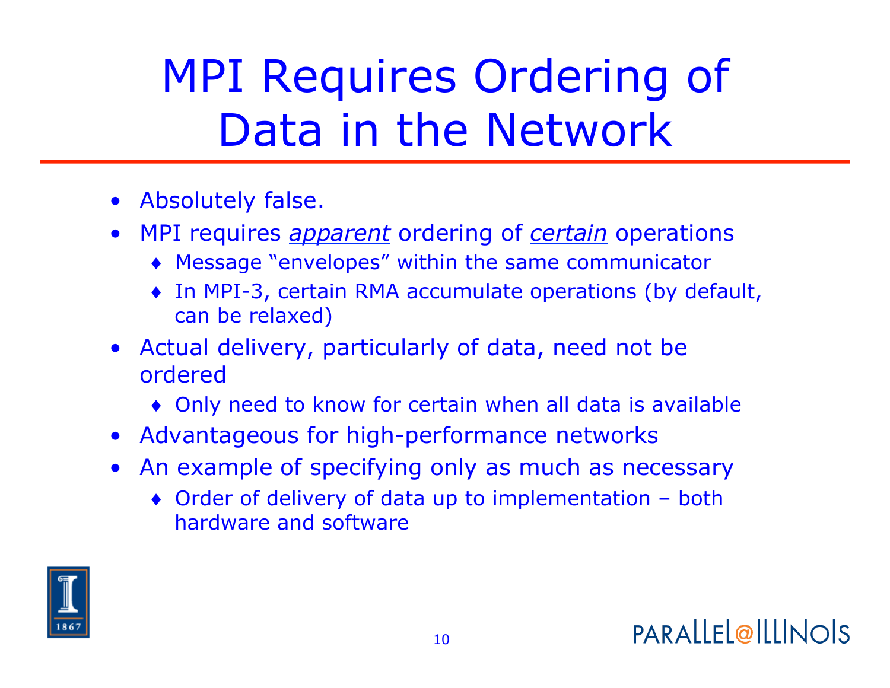# MPI Requires Ordering of Data in the Network

- Absolutely false.
- MPI requires *apparent* ordering of *certain* operations
  - Message "envelopes" within the same communicator
  - In MPI-3, certain RMA accumulate operations (by default, can be relaxed)
- Actual delivery, particularly of data, need not be ordered
  - Only need to know for certain when all data is available
- Advantageous for high-performance networks
- An example of specifying only as much as necessary
  - Order of delivery of data up to implementation – both hardware and software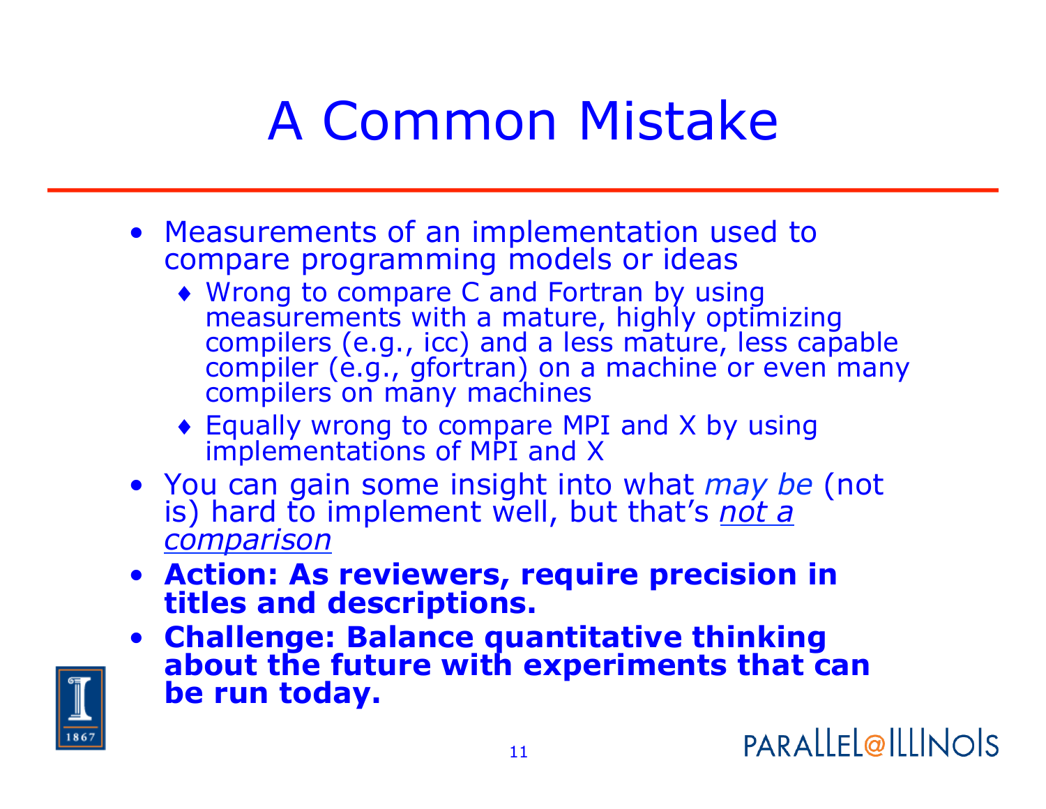# A Common Mistake

- Measurements of an implementation used to compare programming models or ideas
  - Wrong to compare C and Fortran by using measurements with a mature, highly optimizing compilers (e.g., icc) and a less mature, less capable compiler (e.g., gfortran) on a machine or even many compilers on many machines
  - Equally wrong to compare MPI and X by using implementations of MPI and X
- You can gain some insight into what *may be* (not is) hard to implement well, but that's ***not a comparison***
- **Action: As reviewers, require precision in titles and descriptions.**
- **Challenge: Balance quantitative thinking about the future with experiments that can be run today.**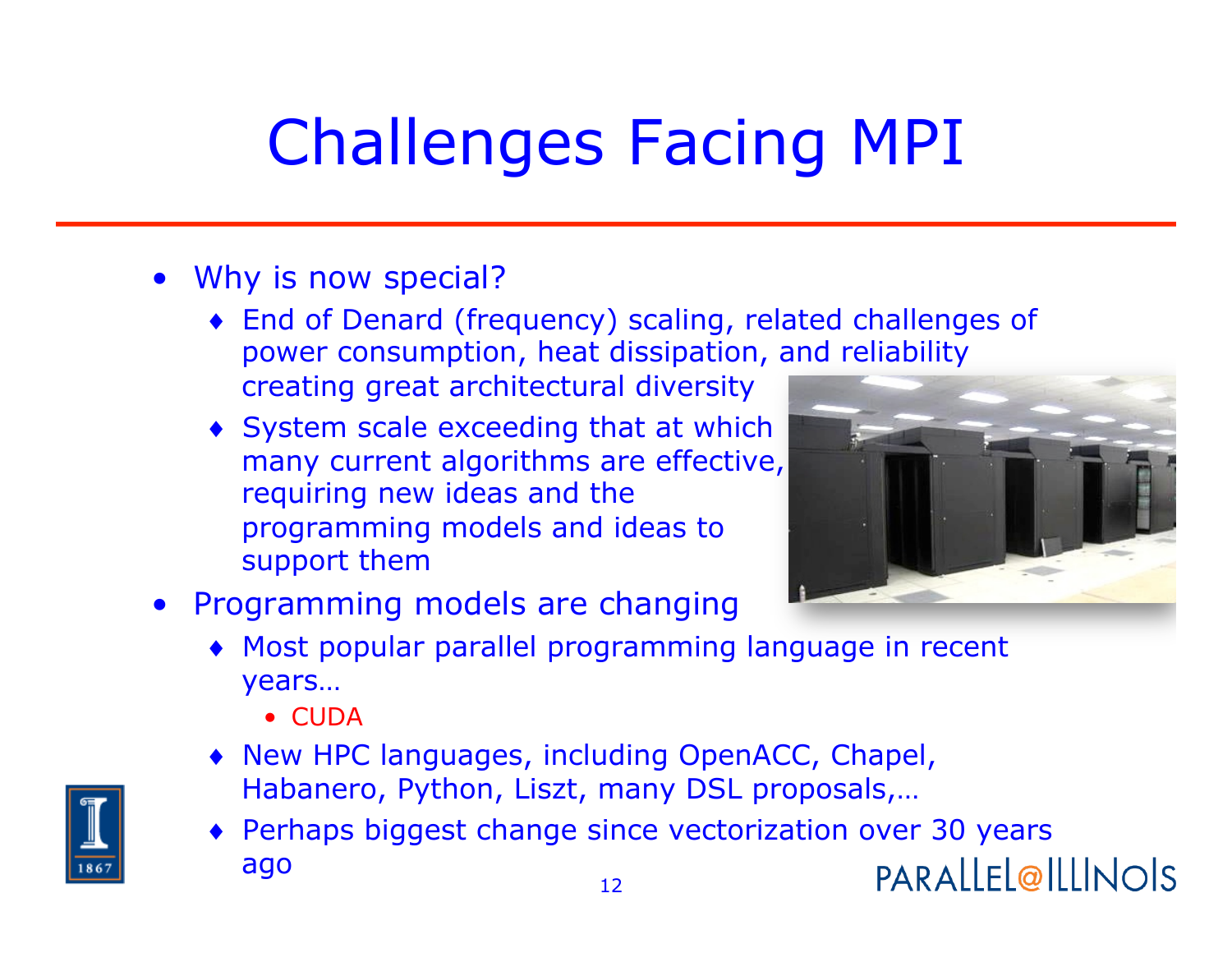# Challenges Facing MPI

- Why is now special?
  - End of Denard (frequency) scaling, related challenges of power consumption, heat dissipation, and reliability creating great architectural diversity
  - System scale exceeding that at which many current algorithms are effective, requiring new ideas and the programming models and ideas to support them
- Programming models are changing
  - Most popular parallel programming language in recent years…
    - CUDA
  - New HPC languages, including OpenACC, Chapel, Habanero, Python, Liszt, many DSL proposals,…
  - Perhaps biggest change since vectorization over 30 years ago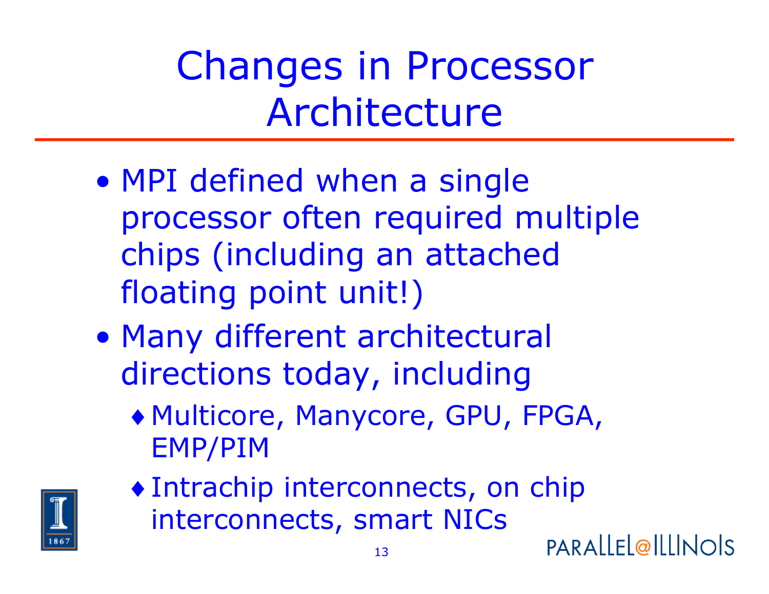# Changes in Processor Architecture

- MPI defined when a single processor often required multiple chips (including an attached floating point unit!)
- Many different architectural directions today, including
  - Multicore, Manycore, GPU, FPGA, EMP/PIM
  - Intrachip interconnects, on chip interconnects, smart NICs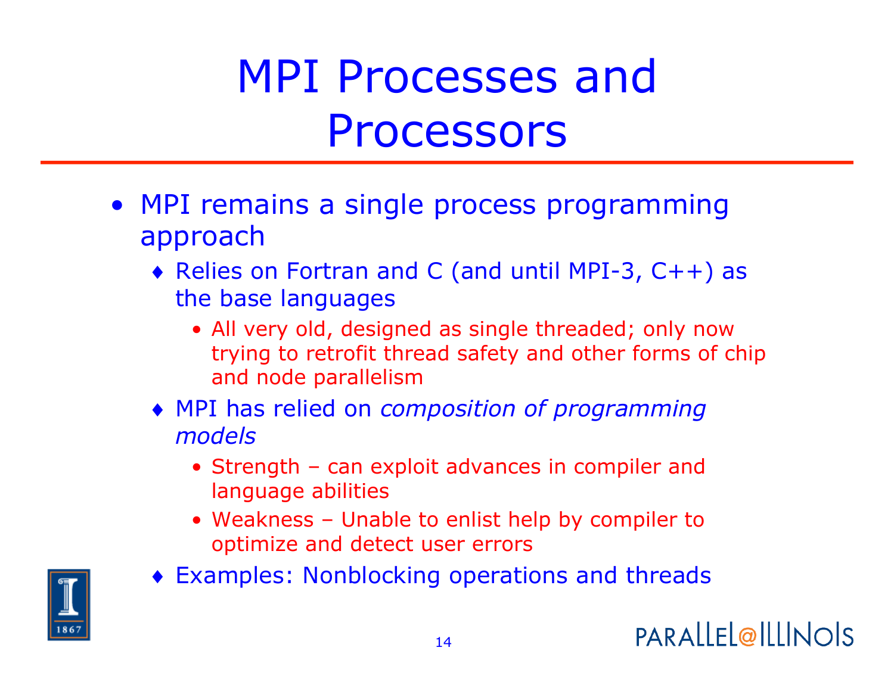# MPI Processes and Processors

- MPI remains a single process programming approach
  - Relies on Fortran and C (and until MPI-3, C++) as the base languages
    - All very old, designed as single threaded; only now trying to retrofit thread safety and other forms of chip and node parallelism
  - MPI has relied on *composition of programming models*
    - Strength – can exploit advances in compiler and language abilities
    - Weakness – Unable to enlist help by compiler to optimize and detect user errors
  - Examples: Nonblocking operations and threads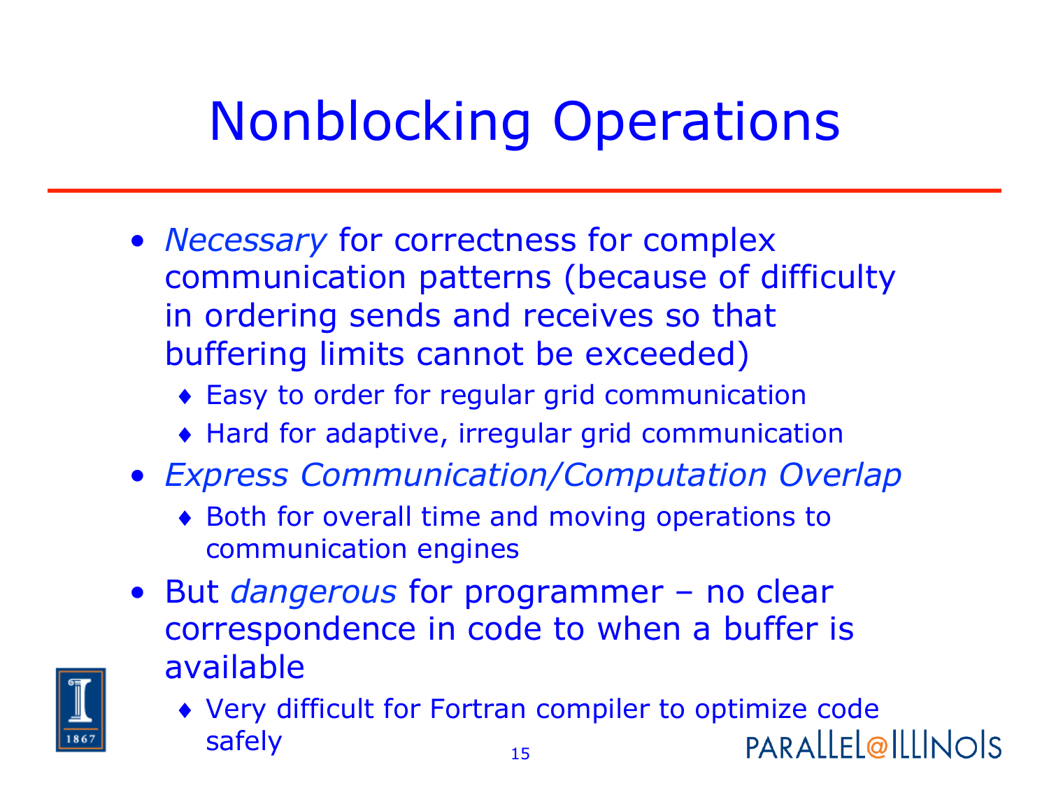# Nonblocking Operations

- *Necessary* for correctness for complex communication patterns (because of difficulty in ordering sends and receives so that buffering limits cannot be exceeded)
  - Easy to order for regular grid communication
  - Hard for adaptive, irregular grid communication
- *Express Communication/Computation Overlap*
  - Both for overall time and moving operations to communication engines
- But *dangerous* for programmer – no clear correspondence in code to when a buffer is available
  - Very difficult for Fortran compiler to optimize code safely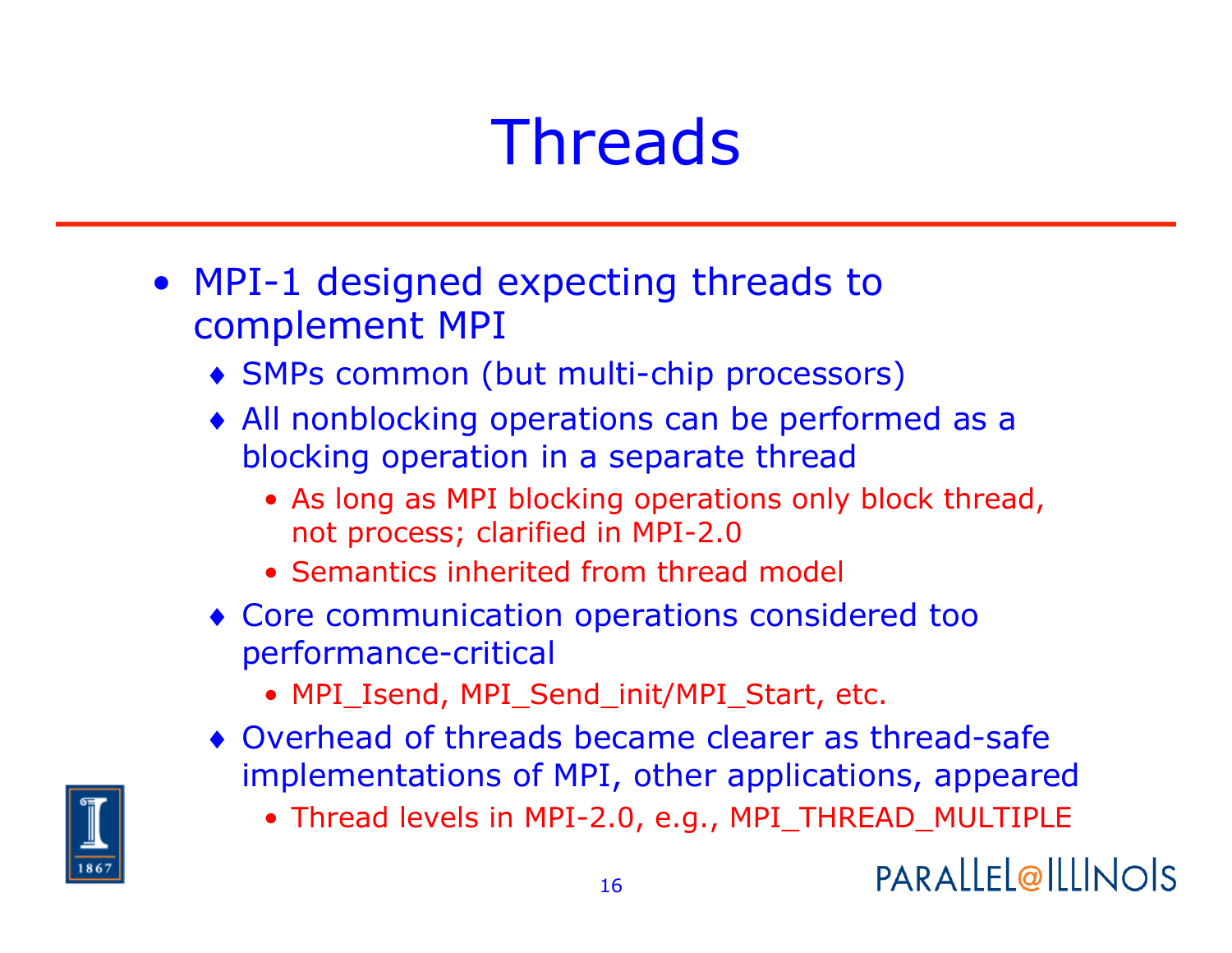# Threads

- MPI-1 designed expecting threads to complement MPI
  - SMPs common (but multi-chip processors)
  - All nonblocking operations can be performed as a blocking operation in a separate thread
    - As long as MPI blocking operations only block thread, not process; clarified in MPI-2.0
    - Semantics inherited from thread model
  - Core communication operations considered too performance-critical
    - MPI_Isend, MPI_Send_init/MPI_Start, etc.
  - Overhead of threads became clearer as thread-safe implementations of MPI, other applications, appeared
    - Thread levels in MPI-2.0, e.g., MPI_THREAD_MULTIPLE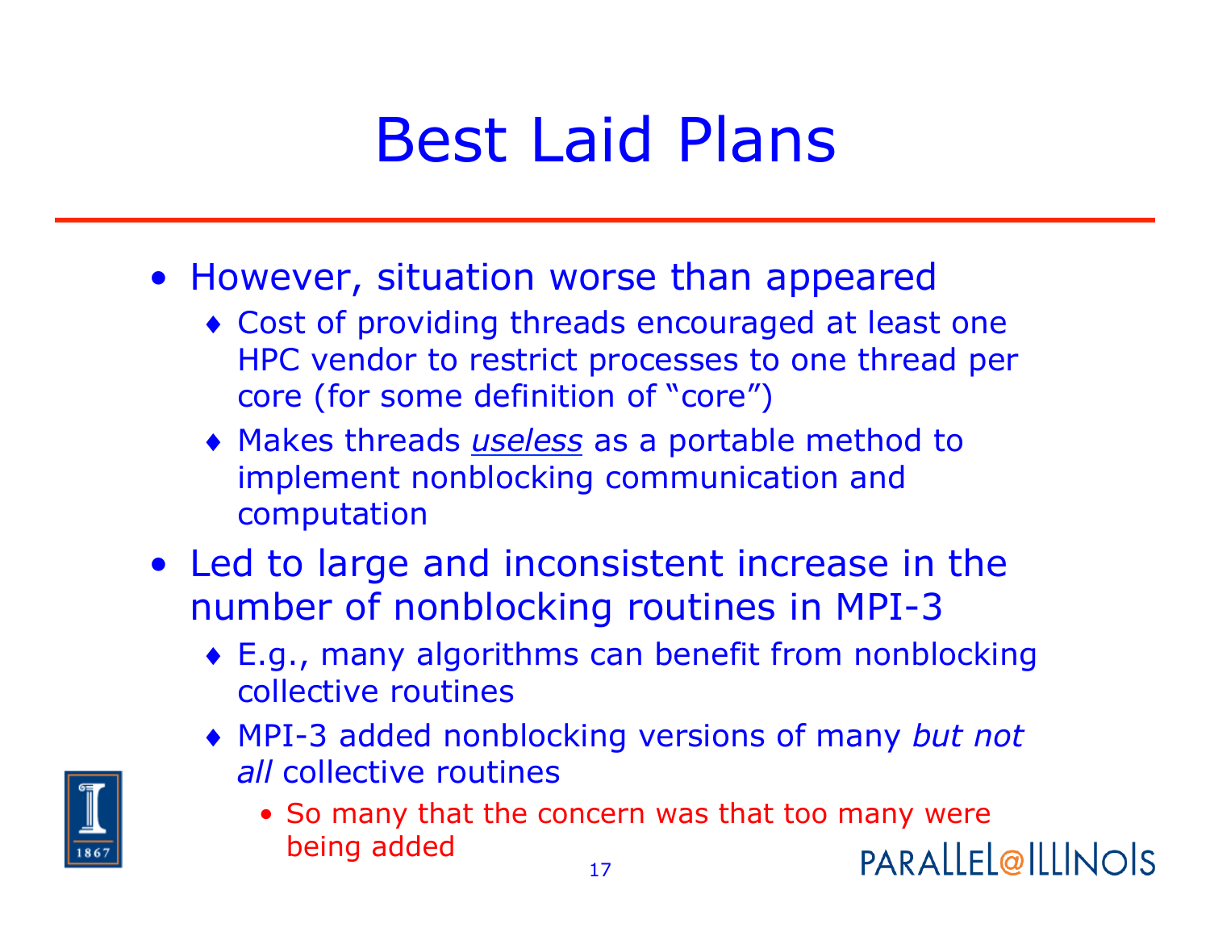# Best Laid Plans

- However, situation worse than appeared
  - Cost of providing threads encouraged at least one HPC vendor to restrict processes to one thread per core (for some definition of "core")
  - Makes threads ***useless*** as a portable method to implement nonblocking communication and computation
- Led to large and inconsistent increase in the number of nonblocking routines in MPI-3
  - E.g., many algorithms can benefit from nonblocking collective routines
  - MPI-3 added nonblocking versions of many *but not all* collective routines
    - So many that the concern was that too many were being added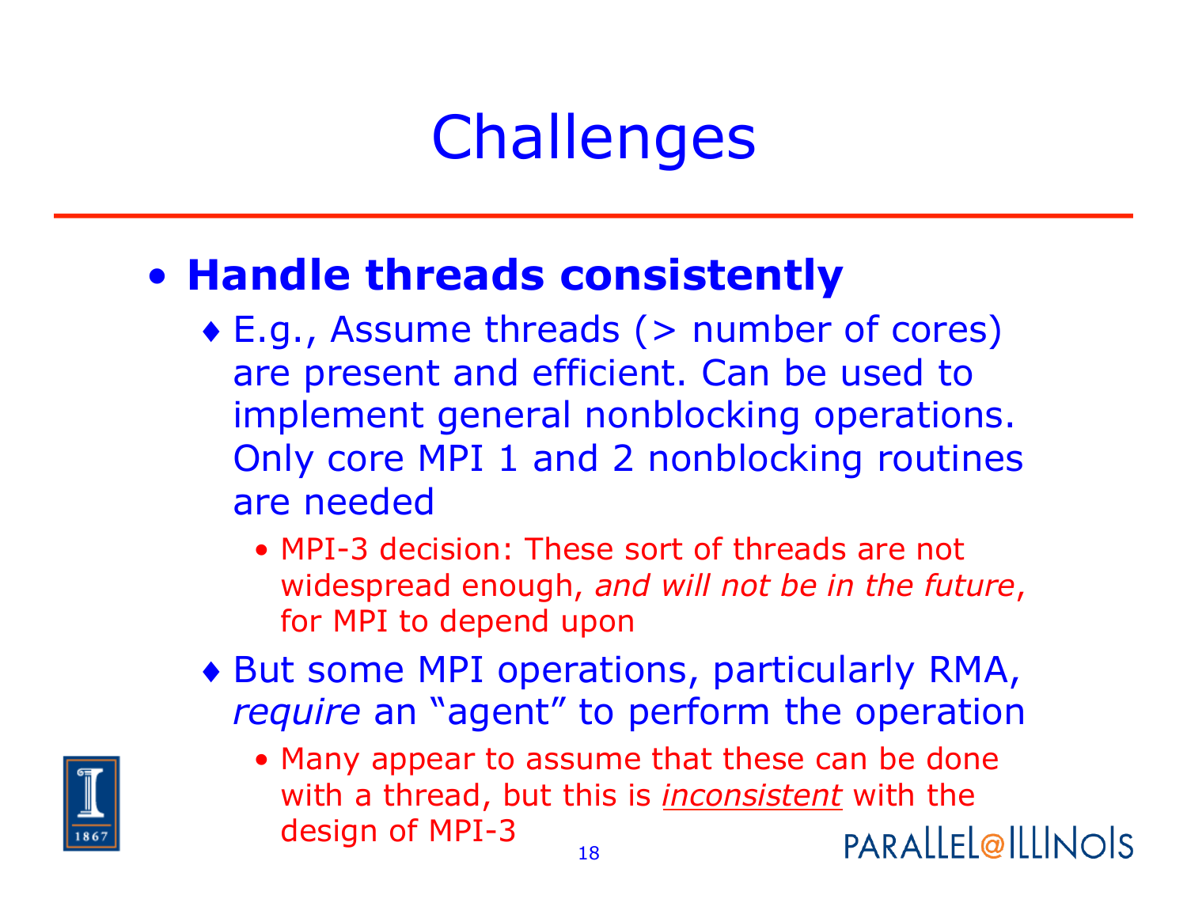# Challenges

- **Handle threads consistently**
  - E.g., Assume threads (> number of cores) are present and efficient. Can be used to implement general nonblocking operations. Only core MPI 1 and 2 nonblocking routines are needed
    - MPI-3 decision: These sort of threads are not widespread enough, *and will not be in the future*, for MPI to depend upon
  - But some MPI operations, particularly RMA, *require* an "agent" to perform the operation
    - Many appear to assume that these can be done with a thread, but this is ***inconsistent*** with the design of MPI-3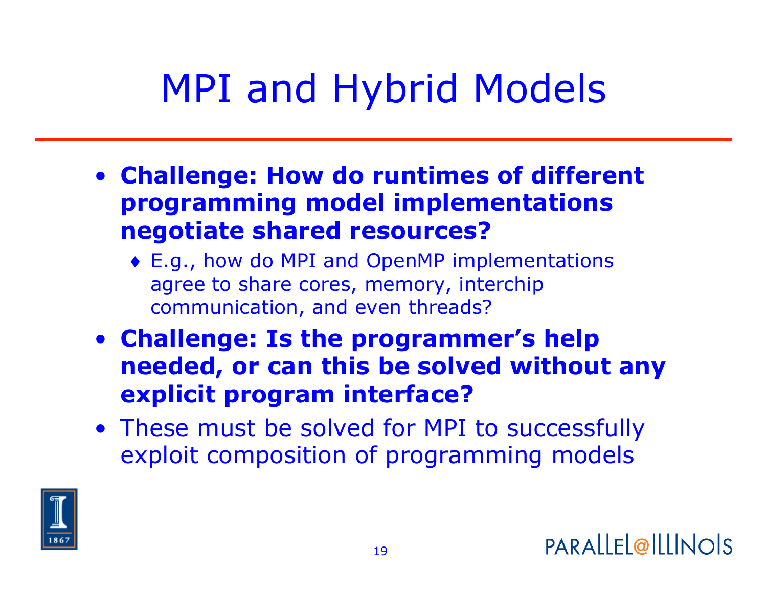# MPI and Hybrid Models

- **Challenge: How do runtimes of different programming model implementations negotiate shared resources?**
  - E.g., how do MPI and OpenMP implementations agree to share cores, memory, interchip communication, and even threads?
- **Challenge: Is the programmer's help needed, or can this be solved without any explicit program interface?**
- These must be solved for MPI to successfully exploit composition of programming models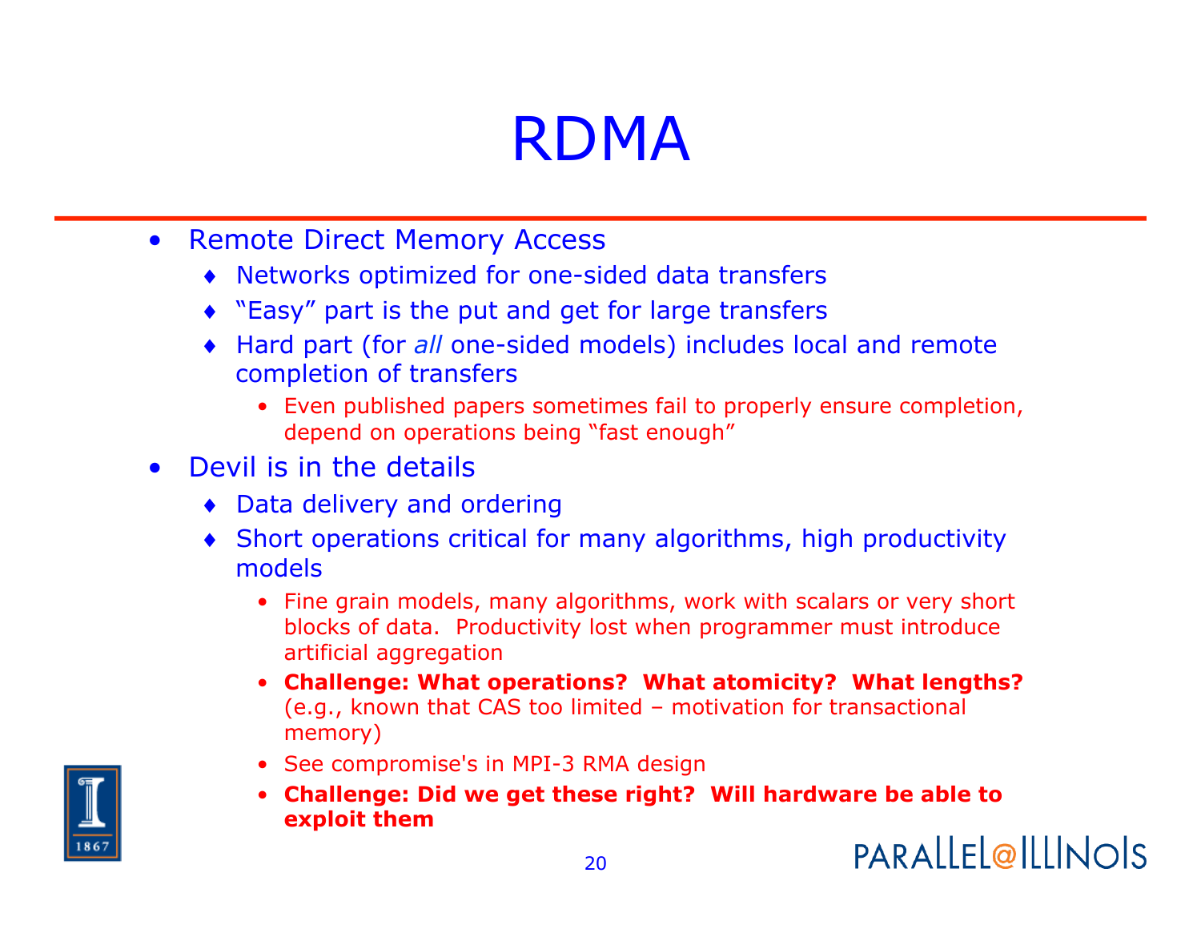# RDMA

- Remote Direct Memory Access
  - Networks optimized for one-sided data transfers
  - "Easy" part is the put and get for large transfers
  - Hard part (for *all* one-sided models) includes local and remote completion of transfers
    - Even published papers sometimes fail to properly ensure completion, depend on operations being "fast enough"
- Devil is in the details
  - Data delivery and ordering
  - Short operations critical for many algorithms, high productivity models
    - Fine grain models, many algorithms, work with scalars or very short blocks of data. Productivity lost when programmer must introduce artificial aggregation
    - **Challenge: What operations? What atomicity? What lengths?** (e.g., known that CAS too limited – motivation for transactional memory)
    - See compromise's in MPI-3 RMA design
    - **Challenge: Did we get these right? Will hardware be able to exploit them**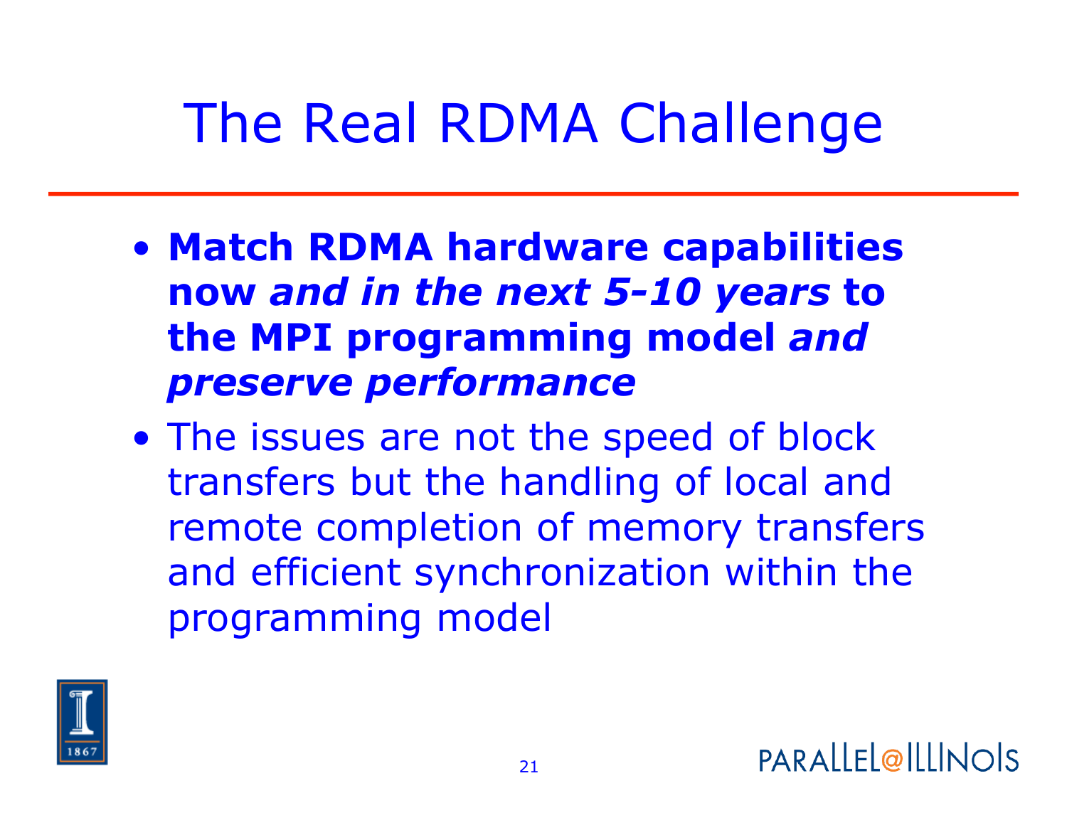# The Real RDMA Challenge

- **Match RDMA hardware capabilities now *and in the next 5-10 years* to the MPI programming model *and preserve performance***
- The issues are not the speed of block transfers but the handling of local and remote completion of memory transfers and efficient synchronization within the programming model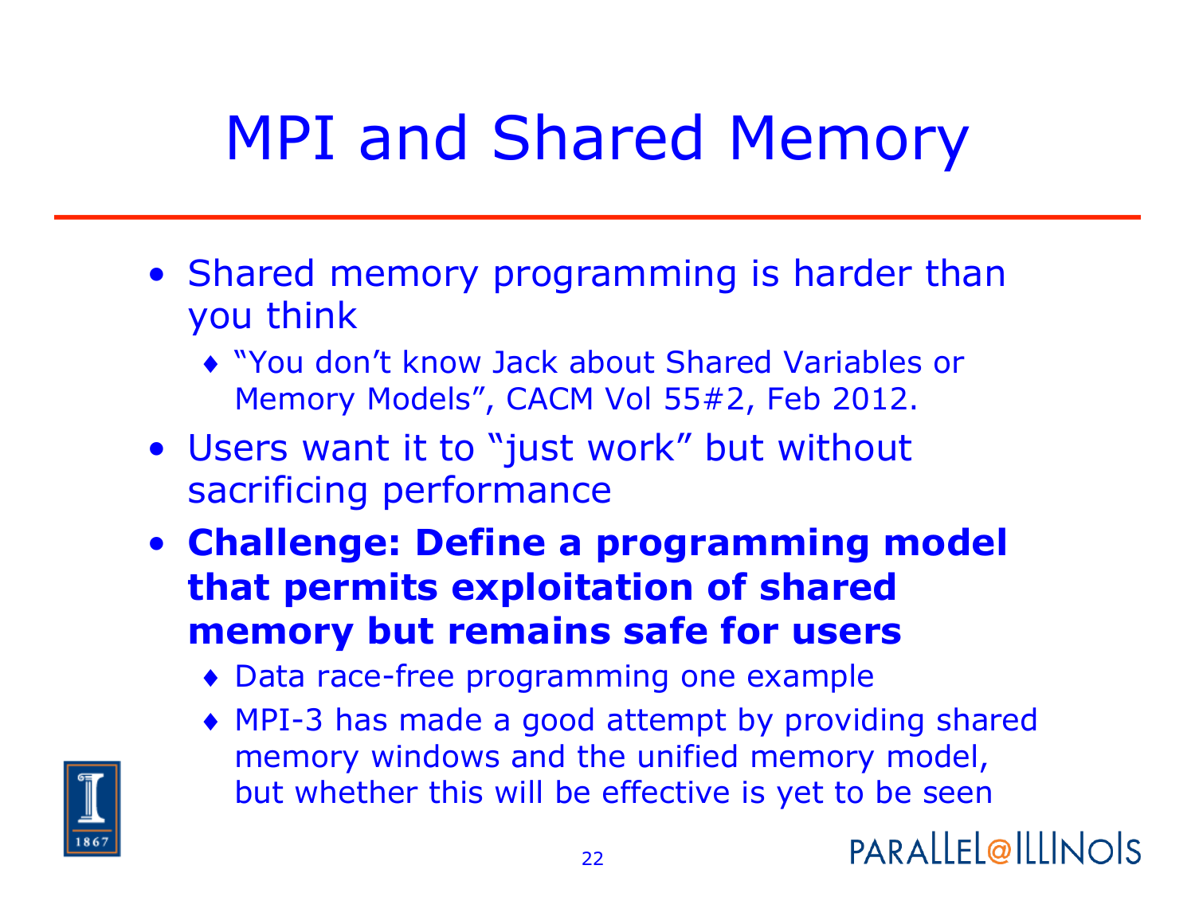# MPI and Shared Memory

- Shared memory programming is harder than you think
  - "You don't know Jack about Shared Variables or Memory Models", CACM Vol 55#2, Feb 2012.
- Users want it to "just work" but without sacrificing performance
- **Challenge: Define a programming model that permits exploitation of shared memory but remains safe for users**
  - Data race-free programming one example
  - MPI-3 has made a good attempt by providing shared memory windows and the unified memory model, but whether this will be effective is yet to be seen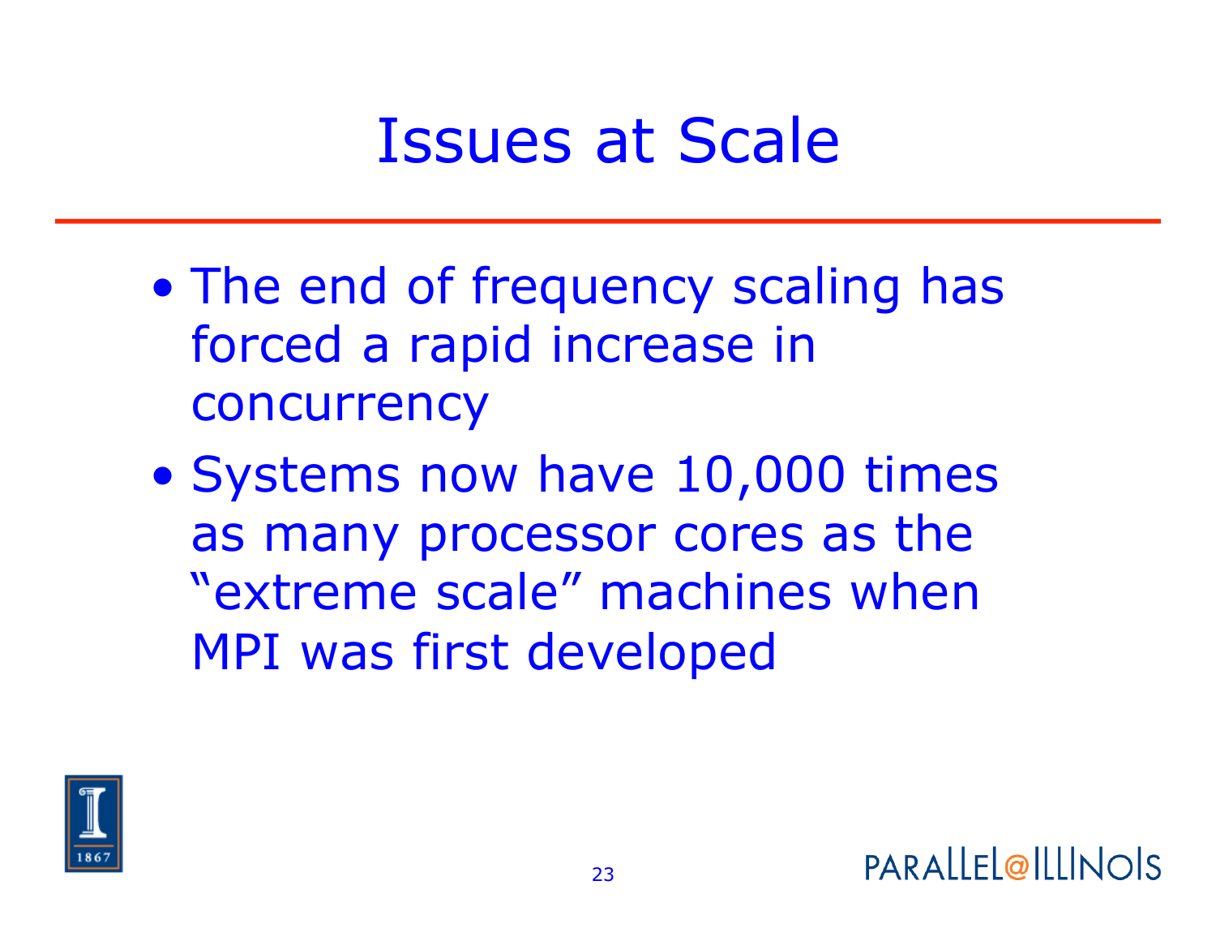# Issues at Scale

- The end of frequency scaling has forced a rapid increase in concurrency
- Systems now have 10,000 times as many processor cores as the "extreme scale" machines when MPI was first developed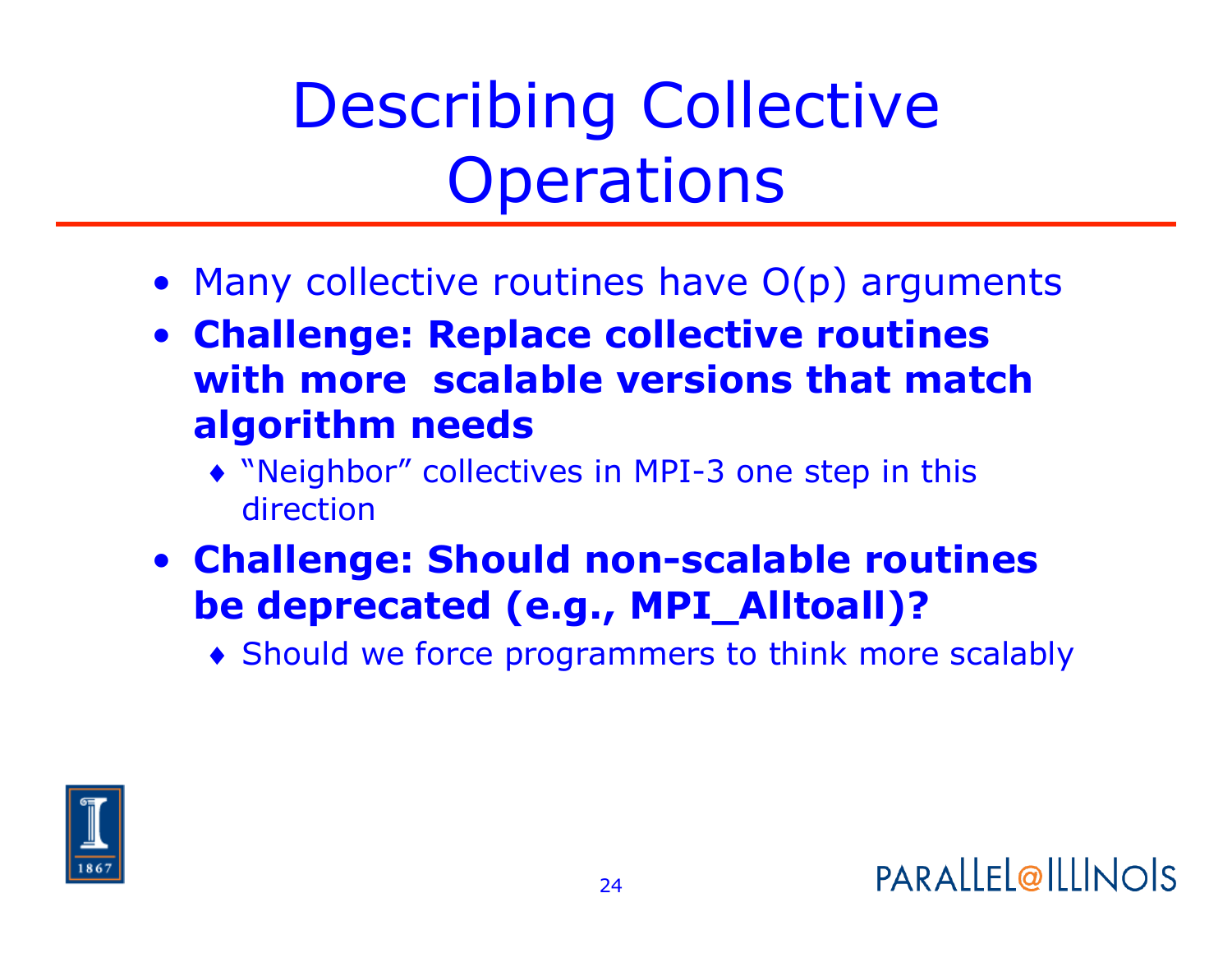# Describing Collective Operations

- Many collective routines have O(p) arguments
- **Challenge: Replace collective routines with more scalable versions that match algorithm needs**
  - "Neighbor" collectives in MPI-3 one step in this direction
- **Challenge: Should non-scalable routines be deprecated (e.g., MPI_Alltoall)?**
  - Should we force programmers to think more scalably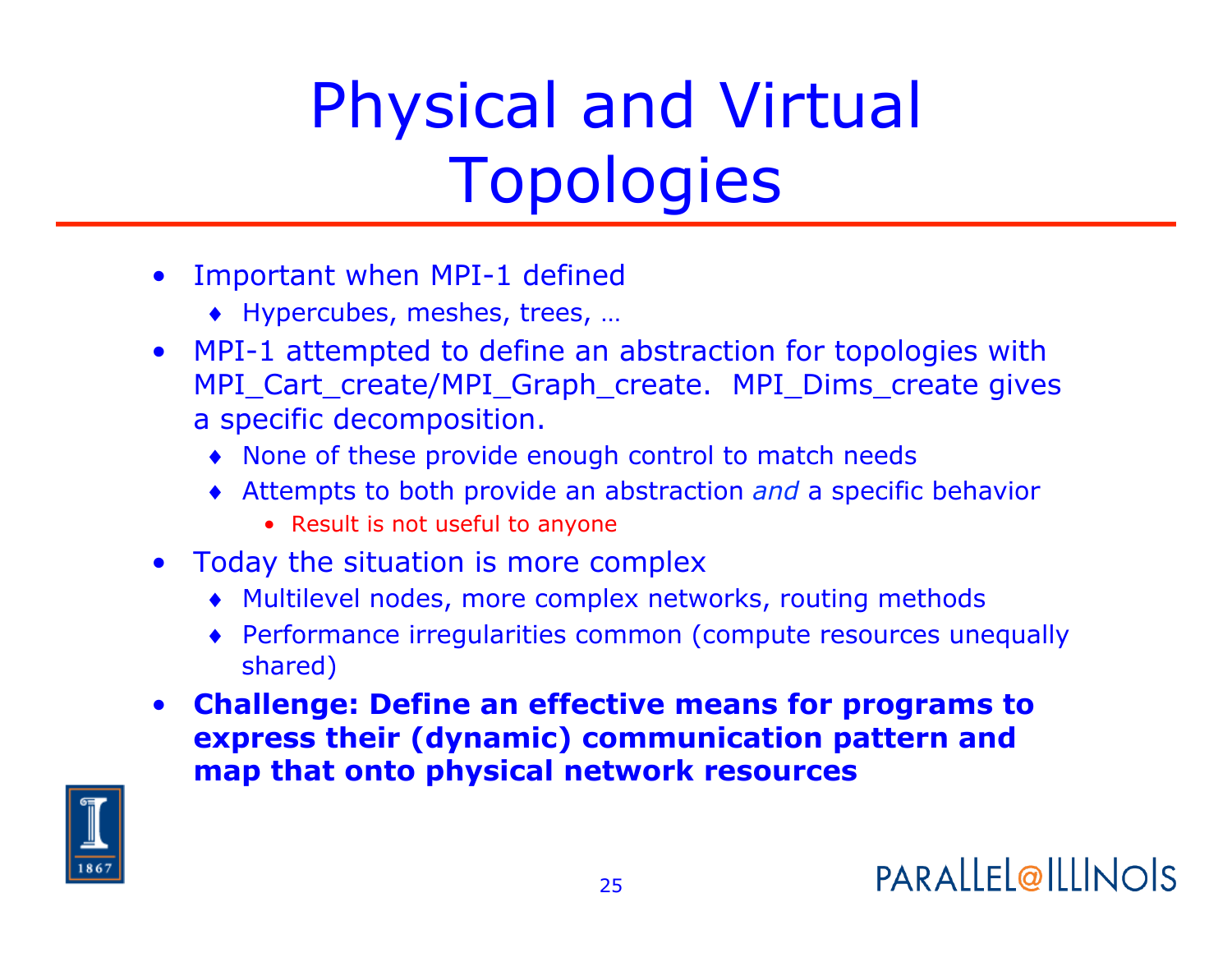# Physical and Virtual Topologies

- Important when MPI-1 defined
  - Hypercubes, meshes, trees, …
- MPI-1 attempted to define an abstraction for topologies with MPI_Cart_create/MPI_Graph_create. MPI_Dims_create gives a specific decomposition.
  - None of these provide enough control to match needs
  - Attempts to both provide an abstraction *and* a specific behavior
    - Result is not useful to anyone
- Today the situation is more complex
  - Multilevel nodes, more complex networks, routing methods
  - Performance irregularities common (compute resources unequally shared)
- **Challenge: Define an effective means for programs to express their (dynamic) communication pattern and map that onto physical network resources**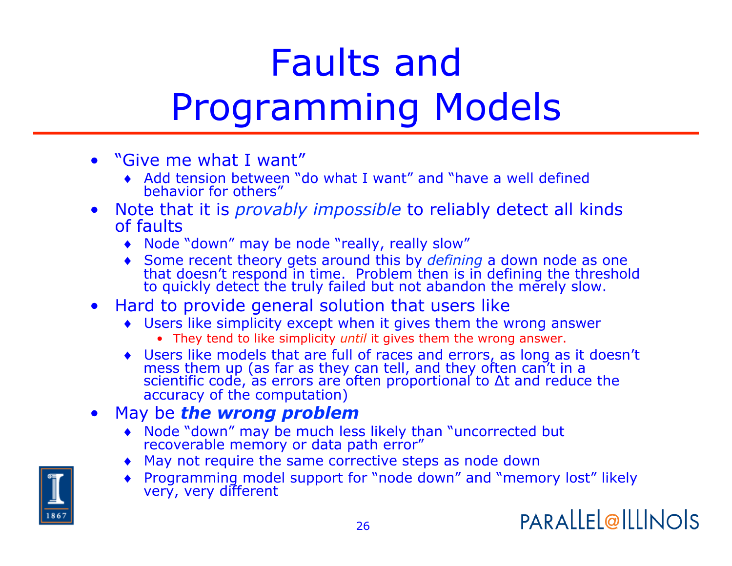# Faults and Programming Models

- "Give me what I want"
  - Add tension between "do what I want" and "have a well defined behavior for others"
- Note that it is *provably impossible* to reliably detect all kinds of faults
  - Node "down" may be node "really, really slow"
  - Some recent theory gets around this by *defining* a down node as one that doesn't respond in time. Problem then is in defining the threshold to quickly detect the truly failed but not abandon the merely slow.
- Hard to provide general solution that users like
  - Users like simplicity except when it gives them the wrong answer
    - They tend to like simplicity *until* it gives them the wrong answer.
  - Users like models that are full of races and errors, as long as it doesn't mess them up (as far as they can tell, and they often can't in a scientific code, as errors are often proportional to $\Delta t$ and reduce the accuracy of the computation)
- May be ***the wrong problem***
  - Node "down" may be much less likely than "uncorrected but recoverable memory or data path error"
  - May not require the same corrective steps as node down
  - Programming model support for "node down" and "memory lost" likely very, very different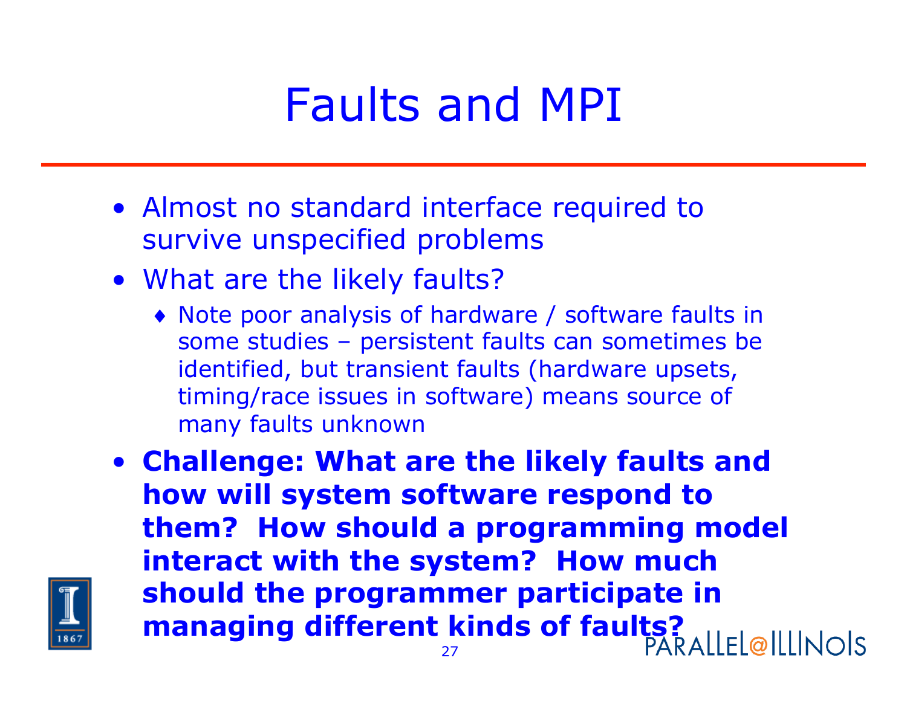# Faults and MPI

- Almost no standard interface required to survive unspecified problems
- What are the likely faults?
  - Note poor analysis of hardware / software faults in some studies – persistent faults can sometimes be identified, but transient faults (hardware upsets, timing/race issues in software) means source of many faults unknown
- **Challenge: What are the likely faults and how will system software respond to them? How should a programming model interact with the system? How much should the programmer participate in managing different kinds of faults?**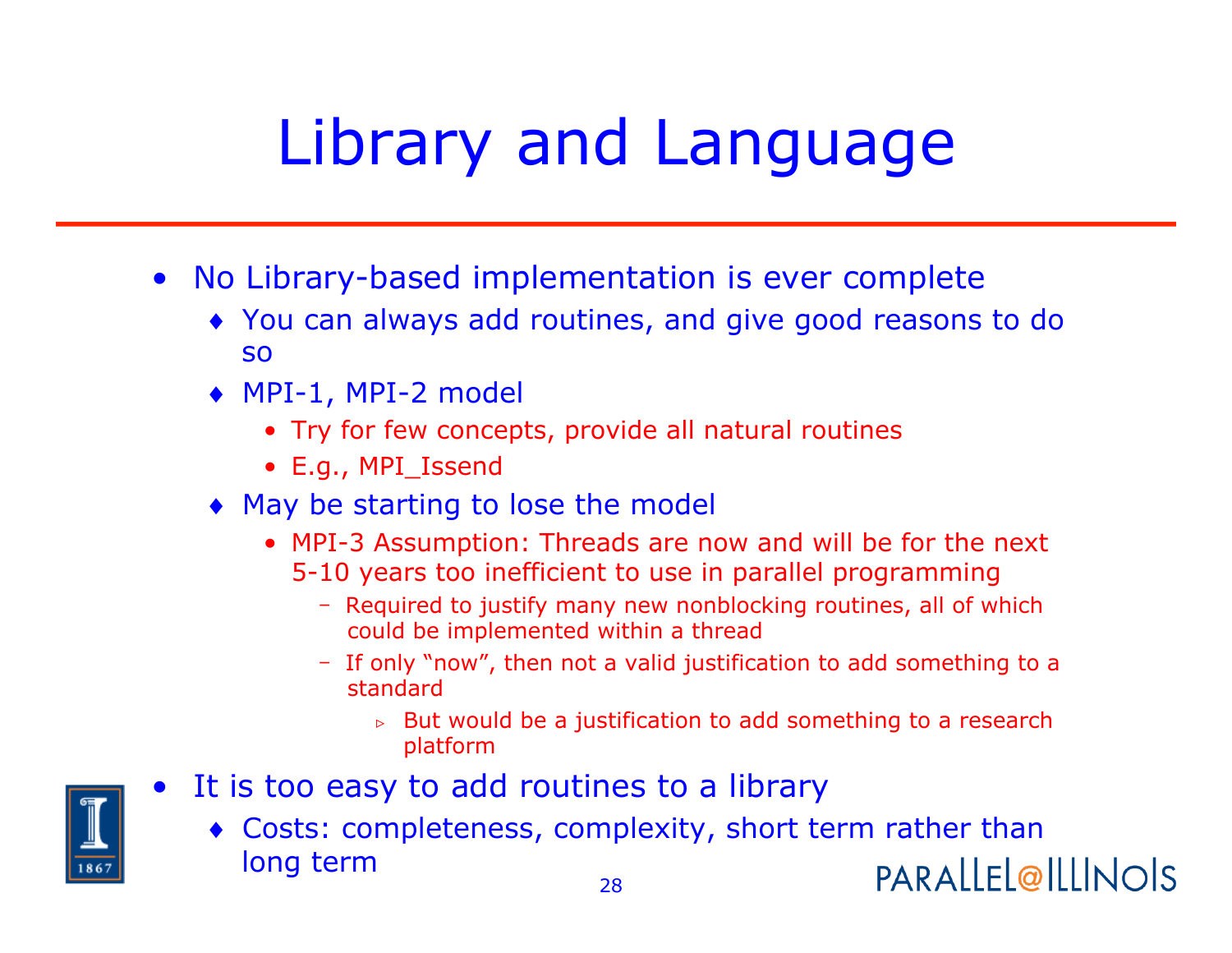# Library and Language

- No Library-based implementation is ever complete
  - You can always add routines, and give good reasons to do so
  - MPI-1, MPI-2 model
    - Try for few concepts, provide all natural routines
    - E.g., MPI_Issend
  - May be starting to lose the model
    - MPI-3 Assumption: Threads are now and will be for the next 5-10 years too inefficient to use in parallel programming
      - Required to justify many new nonblocking routines, all of which could be implemented within a thread
      - If only "now", then not a valid justification to add something to a standard
        - But would be a justification to add something to a research platform
- It is too easy to add routines to a library
  - Costs: completeness, complexity, short term rather than long term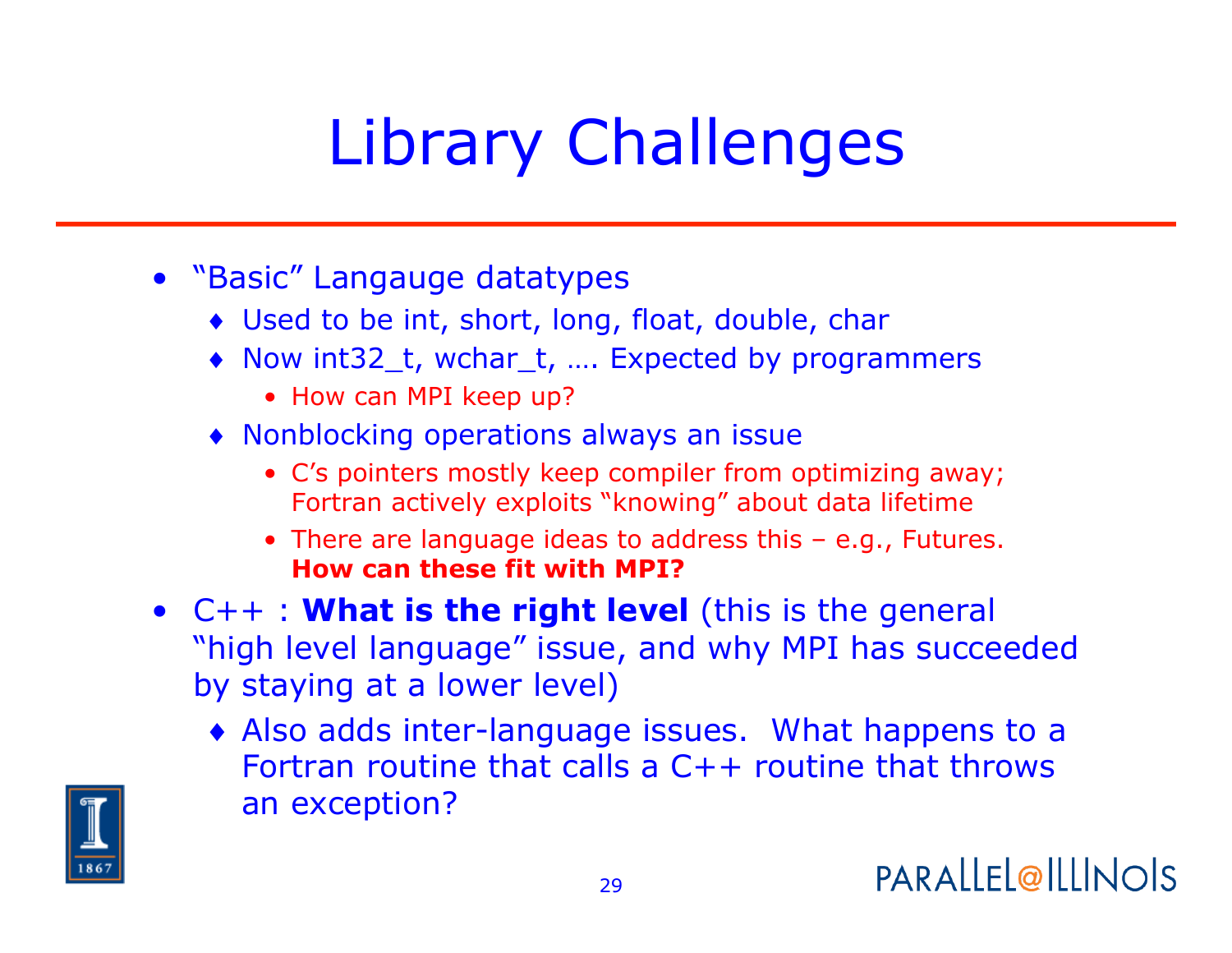# Library Challenges

- "Basic" Langauge datatypes
  - Used to be int, short, long, float, double, char
  - Now int32_t, wchar_t, …. Expected by programmers
    - How can MPI keep up?
  - Nonblocking operations always an issue
    - C's pointers mostly keep compiler from optimizing away; Fortran actively exploits "knowing" about data lifetime
    - There are language ideas to address this – e.g., Futures. **How can these fit with MPI?**
- C++ : **What is the right level** (this is the general "high level language" issue, and why MPI has succeeded by staying at a lower level)
  - Also adds inter-language issues. What happens to a Fortran routine that calls a C++ routine that throws an exception?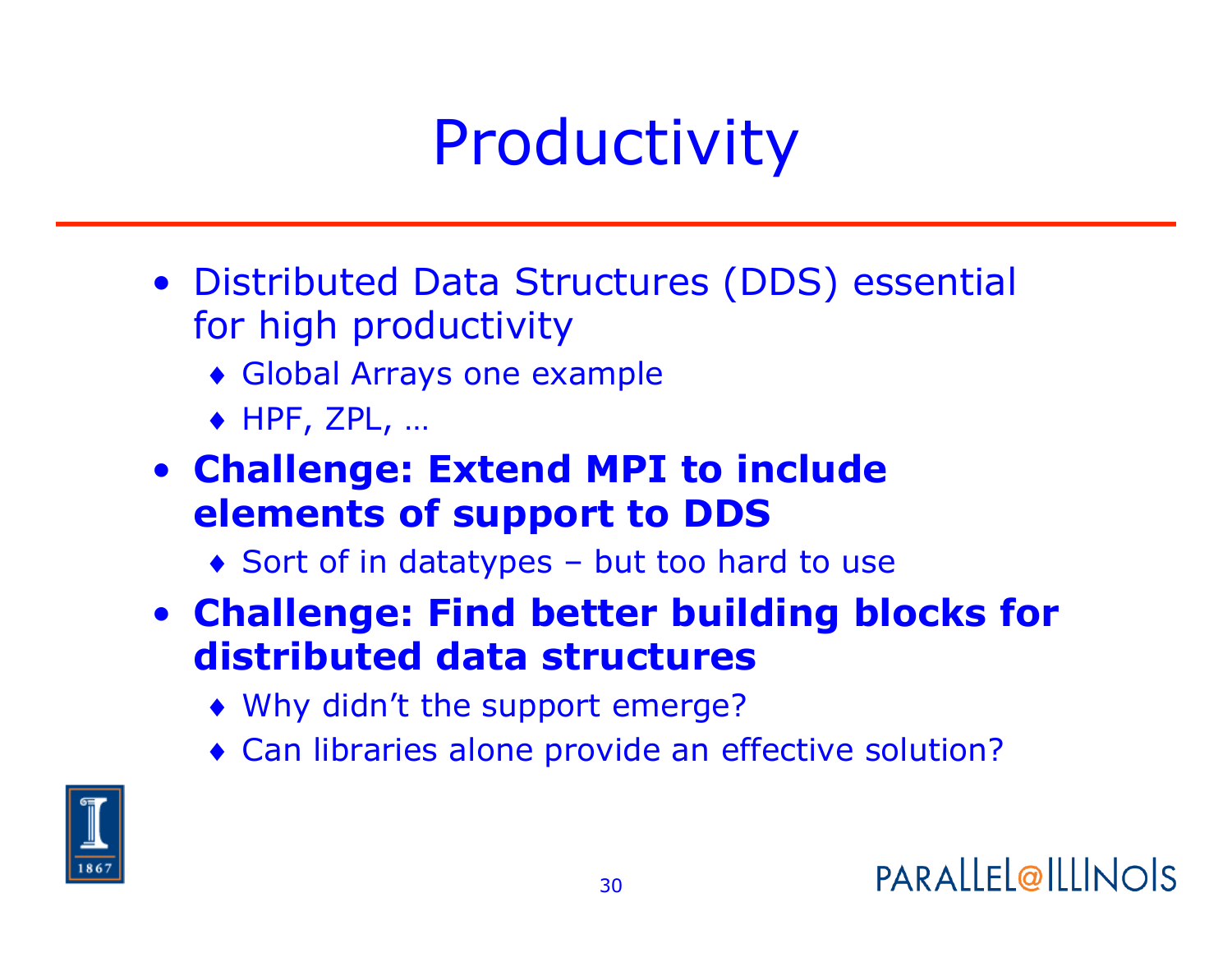# Productivity

- Distributed Data Structures (DDS) essential for high productivity
  - Global Arrays one example
  - HPF, ZPL, …
- **Challenge: Extend MPI to include elements of support to DDS**
  - Sort of in datatypes – but too hard to use
- **Challenge: Find better building blocks for distributed data structures**
  - Why didn't the support emerge?
  - Can libraries alone provide an effective solution?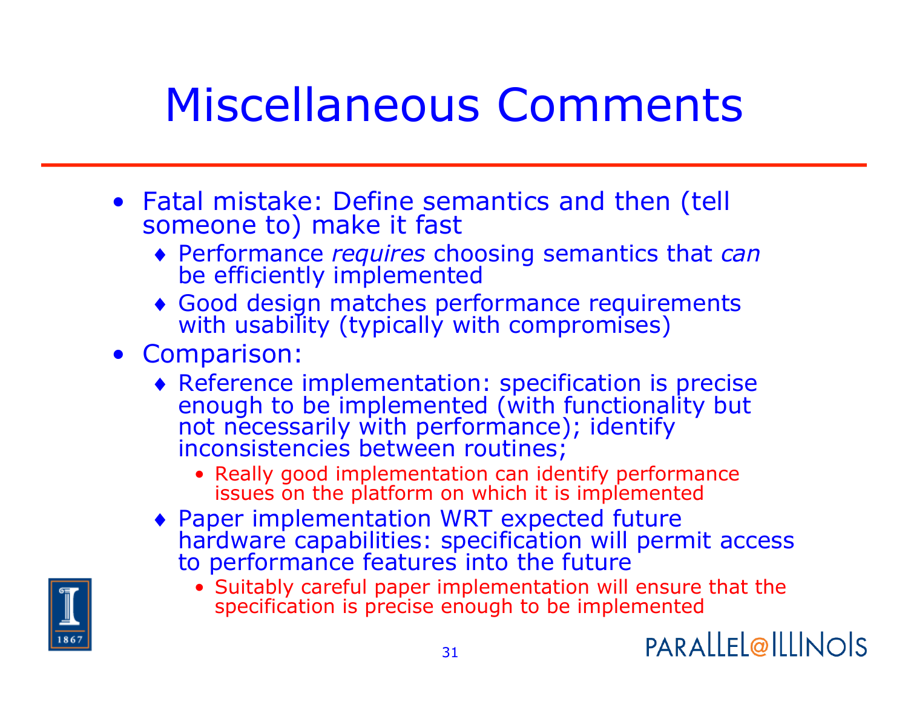# Miscellaneous Comments

- Fatal mistake: Define semantics and then (tell someone to) make it fast
  - Performance *requires* choosing semantics that *can* be efficiently implemented
  - Good design matches performance requirements with usability (typically with compromises)
- Comparison:
  - Reference implementation: specification is precise enough to be implemented (with functionality but not necessarily with performance); identify inconsistencies between routines;
    - Really good implementation can identify performance issues on the platform on which it is implemented
  - Paper implementation WRT expected future hardware capabilities: specification will permit access to performance features into the future
    - Suitably careful paper implementation will ensure that the specification is precise enough to be implemented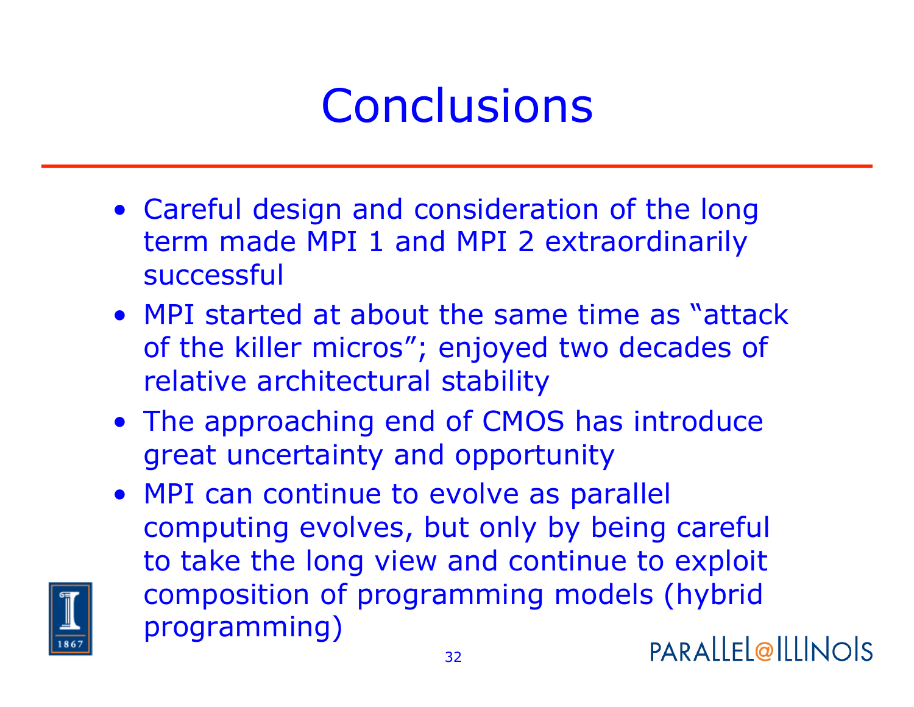# Conclusions

- Careful design and consideration of the long term made MPI 1 and MPI 2 extraordinarily successful
- MPI started at about the same time as "attack of the killer micros"; enjoyed two decades of relative architectural stability
- The approaching end of CMOS has introduce great uncertainty and opportunity
- MPI can continue to evolve as parallel computing evolves, but only by being careful to take the long view and continue to exploit composition of programming models (hybrid programming)